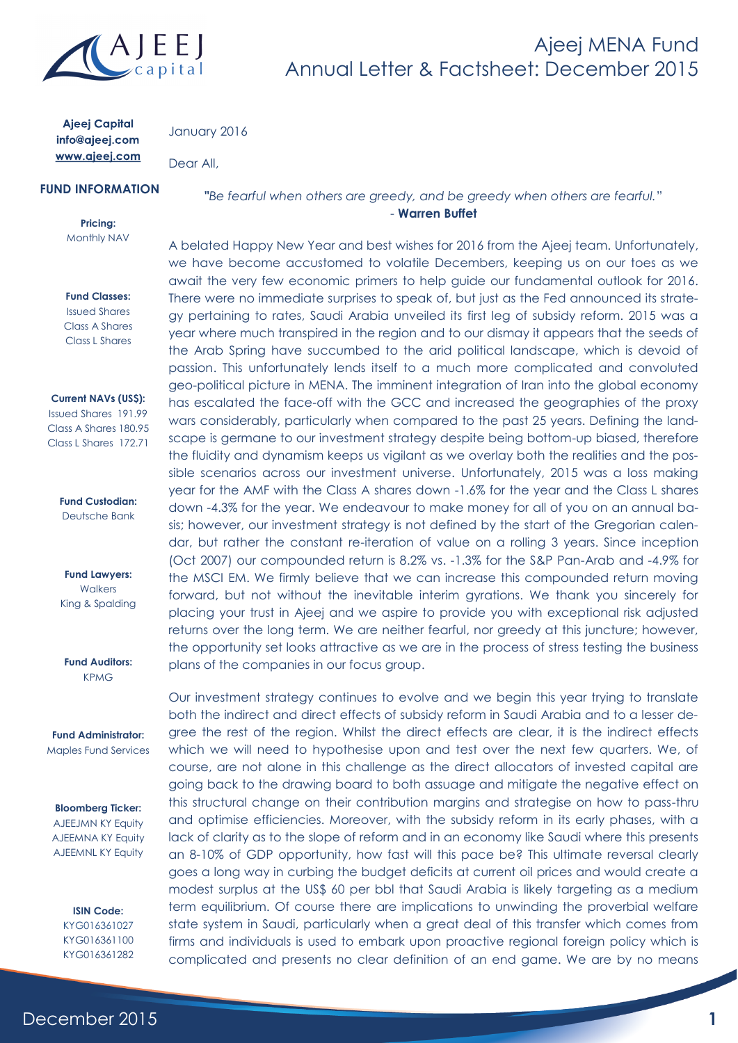# Ajeej MENA Fund
## Annual Letter & Factsheet: December 2015

**Ajeej Capital**
**info@ajeej.com**
**www.ajeej.com**

### FUND INFORMATION

**Pricing:**
Monthly NAV

**Fund Classes:**
Issued Shares
Class A Shares
Class L Shares

**Current NAVs (US$):**
Issued Shares 191.99
Class A Shares 180.95
Class L Shares 172.71

**Fund Custodian:**
Deutsche Bank

**Fund Lawyers:**
Walkers
King & Spalding

**Fund Auditors:**
KPMG

**Fund Administrator:**
Maples Fund Services

**Bloomberg Ticker:**
AJEEJMN KY Equity
AJEEMNA KY Equity
AJEEMNL KY Equity

**ISIN Code:**
KYG016361027
KYG016361100
KYG016361282

January 2016

Dear All,

*"Be fearful when others are greedy, and be greedy when others are fearful."*
\- **Warren Buffet**

A belated Happy New Year and best wishes for 2016 from the Ajeej team. Unfortunately, we have become accustomed to volatile Decembers, keeping us on our toes as we await the very few economic primers to help guide our fundamental outlook for 2016. There were no immediate surprises to speak of, but just as the Fed announced its strategy pertaining to rates, Saudi Arabia unveiled its first leg of subsidy reform. 2015 was a year where much transpired in the region and to our dismay it appears that the seeds of the Arab Spring have succumbed to the arid political landscape, which is devoid of passion. This unfortunately lends itself to a much more complicated and convoluted geo-political picture in MENA. The imminent integration of Iran into the global economy has escalated the face-off with the GCC and increased the geographies of the proxy wars considerably, particularly when compared to the past 25 years. Defining the landscape is germane to our investment strategy despite being bottom-up biased, therefore the fluidity and dynamism keeps us vigilant as we overlay both the realities and the possible scenarios across our investment universe. Unfortunately, 2015 was a loss making year for the AMF with the Class A shares down -1.6% for the year and the Class L shares down -4.3% for the year. We endeavour to make money for all of you on an annual basis; however, our investment strategy is not defined by the start of the Gregorian calendar, but rather the constant re-iteration of value on a rolling 3 years. Since inception (Oct 2007) our compounded return is 8.2% vs. -1.3% for the S&P Pan-Arab and -4.9% for the MSCI EM. We firmly believe that we can increase this compounded return moving forward, but not without the inevitable interim gyrations. We thank you sincerely for placing your trust in Ajeej and we aspire to provide you with exceptional risk adjusted returns over the long term. We are neither fearful, nor greedy at this juncture; however, the opportunity set looks attractive as we are in the process of stress testing the business plans of the companies in our focus group.

Our investment strategy continues to evolve and we begin this year trying to translate both the indirect and direct effects of subsidy reform in Saudi Arabia and to a lesser degree the rest of the region. Whilst the direct effects are clear, it is the indirect effects which we will need to hypothesise upon and test over the next few quarters. We, of course, are not alone in this challenge as the direct allocators of invested capital are going back to the drawing board to both assuage and mitigate the negative effect on this structural change on their contribution margins and strategise on how to pass-thru and optimise efficiencies. Moreover, with the subsidy reform in its early phases, with a lack of clarity as to the slope of reform and in an economy like Saudi where this presents an 8-10% of GDP opportunity, how fast will this pace be? This ultimate reversal clearly goes a long way in curbing the budget deficits at current oil prices and would create a modest surplus at the US$ 60 per bbl that Saudi Arabia is likely targeting as a medium term equilibrium. Of course there are implications to unwinding the proverbial welfare state system in Saudi, particularly when a great deal of this transfer which comes from firms and individuals is used to embark upon proactive regional foreign policy which is complicated and presents no clear definition of an end game. We are by no means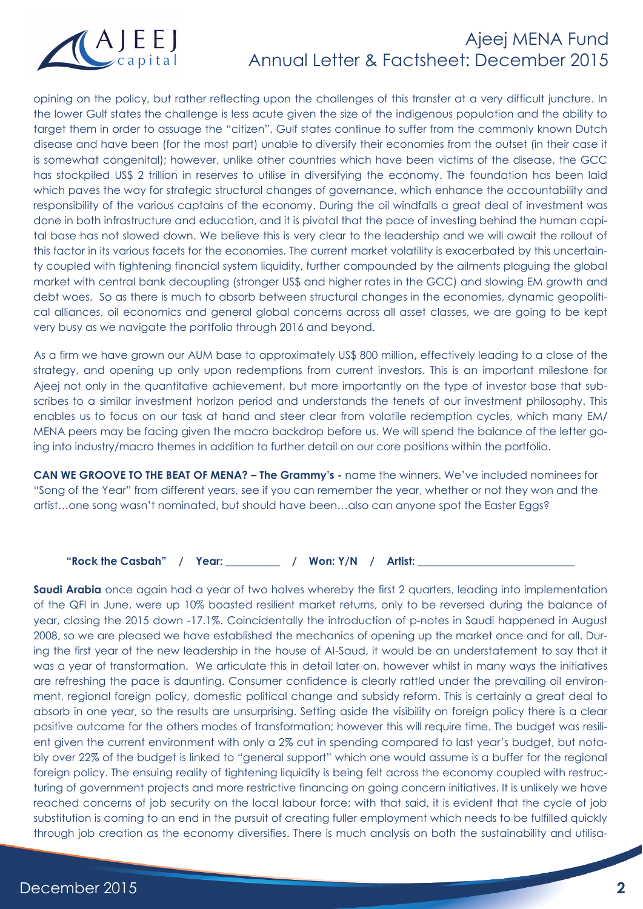opining on the policy, but rather reflecting upon the challenges of this transfer at a very difficult juncture. In the lower Gulf states the challenge is less acute given the size of the indigenous population and the ability to target them in order to assuage the "citizen". Gulf states continue to suffer from the commonly known Dutch disease and have been (for the most part) unable to diversify their economies from the outset (in their case it is somewhat congenital); however, unlike other countries which have been victims of the disease, the GCC has stockpiled US$ 2 trillion in reserves to utilise in diversifying the economy. The foundation has been laid which paves the way for strategic structural changes of governance, which enhance the accountability and responsibility of the various captains of the economy. During the oil windfalls a great deal of investment was done in both infrastructure and education, and it is pivotal that the pace of investing behind the human capital base has not slowed down. We believe this is very clear to the leadership and we will await the rollout of this factor in its various facets for the economies. The current market volatility is exacerbated by this uncertainty coupled with tightening financial system liquidity, further compounded by the ailments plaguing the global market with central bank decoupling (stronger US$ and higher rates in the GCC) and slowing EM growth and debt woes. So as there is much to absorb between structural changes in the economies, dynamic geopolitical alliances, oil economics and general global concerns across all asset classes, we are going to be kept very busy as we navigate the portfolio through 2016 and beyond.

As a firm we have grown our AUM base to approximately US$ 800 million**,** effectively leading to a close of the strategy, and opening up only upon redemptions from current investors. This is an important milestone for Ajeej not only in the quantitative achievement, but more importantly on the type of investor base that subscribes to a similar investment horizon period and understands the tenets of our investment philosophy. This enables us to focus on our task at hand and steer clear from volatile redemption cycles, which many EM/ MENA peers may be facing given the macro backdrop before us. We will spend the balance of the letter going into industry/macro themes in addition to further detail on our core positions within the portfolio.

**CAN WE GROOVE TO THE BEAT OF MENA? – The Grammy's -** name the winners. We've included nominees for "Song of the Year" from different years, see if you can remember the year, whether or not they won and the artist…one song wasn't nominated, but should have been…also can anyone spot the Easter Eggs?

**"Rock the Casbah" / Year: __________ / Won: Y/N / Artist: ____________________________**

**Saudi Arabia** once again had a year of two halves whereby the first 2 quarters, leading into implementation of the QFI in June, were up 10% boasted resilient market returns, only to be reversed during the balance of year, closing the 2015 down -17.1%. Coincidentally the introduction of p-notes in Saudi happened in August 2008, so we are pleased we have established the mechanics of opening up the market once and for all. During the first year of the new leadership in the house of Al-Saud, it would be an understatement to say that it was a year of transformation. We articulate this in detail later on, however whilst in many ways the initiatives are refreshing the pace is daunting. Consumer confidence is clearly rattled under the prevailing oil environment, regional foreign policy, domestic political change and subsidy reform. This is certainly a great deal to absorb in one year, so the results are unsurprising. Setting aside the visibility on foreign policy there is a clear positive outcome for the others modes of transformation; however this will require time. The budget was resilient given the current environment with only a 2% cut in spending compared to last year's budget, but notably over 22% of the budget is linked to "general support" which one would assume is a buffer for the regional foreign policy. The ensuing reality of tightening liquidity is being felt across the economy coupled with restructuring of government projects and more restrictive financing on going concern initiatives. It is unlikely we have reached concerns of job security on the local labour force; with that said, it is evident that the cycle of job substitution is coming to an end in the pursuit of creating fuller employment which needs to be fulfilled quickly through job creation as the economy diversifies. There is much analysis on both the sustainability and utilisa-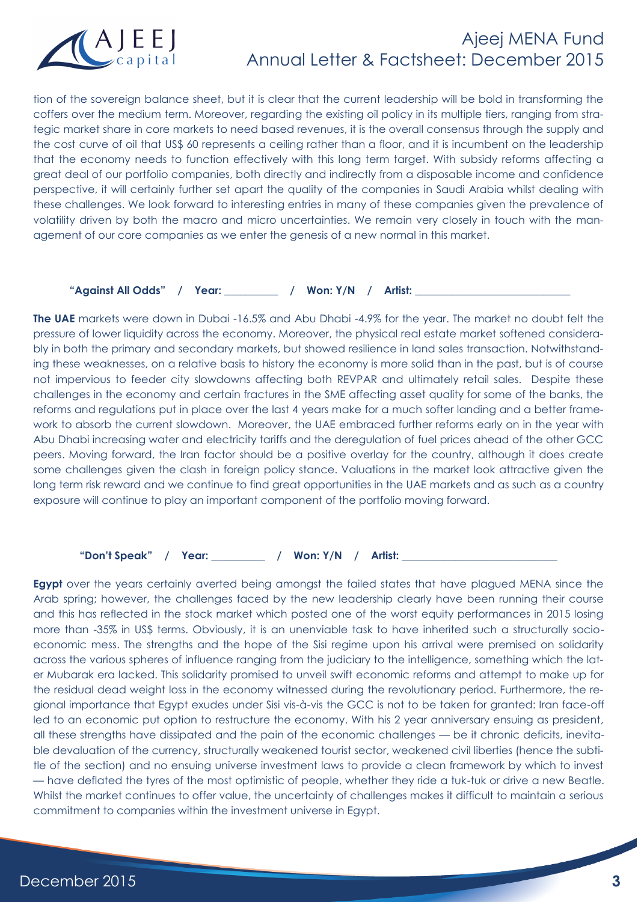tion of the sovereign balance sheet, but it is clear that the current leadership will be bold in transforming the coffers over the medium term. Moreover, regarding the existing oil policy in its multiple tiers, ranging from strategic market share in core markets to need based revenues, it is the overall consensus through the supply and the cost curve of oil that US$ 60 represents a ceiling rather than a floor, and it is incumbent on the leadership that the economy needs to function effectively with this long term target. With subsidy reforms affecting a great deal of our portfolio companies, both directly and indirectly from a disposable income and confidence perspective, it will certainly further set apart the quality of the companies in Saudi Arabia whilst dealing with these challenges. We look forward to interesting entries in many of these companies given the prevalence of volatility driven by both the macro and micro uncertainties. We remain very closely in touch with the management of our core companies as we enter the genesis of a new normal in this market.

**"Against All Odds" / Year: __________ / Won: Y/N / Artist: ____________________________**

**The UAE** markets were down in Dubai -16.5% and Abu Dhabi -4.9% for the year. The market no doubt felt the pressure of lower liquidity across the economy. Moreover, the physical real estate market softened considerably in both the primary and secondary markets, but showed resilience in land sales transaction. Notwithstanding these weaknesses, on a relative basis to history the economy is more solid than in the past, but is of course not impervious to feeder city slowdowns affecting both REVPAR and ultimately retail sales. Despite these challenges in the economy and certain fractures in the SME affecting asset quality for some of the banks, the reforms and regulations put in place over the last 4 years make for a much softer landing and a better framework to absorb the current slowdown. Moreover, the UAE embraced further reforms early on in the year with Abu Dhabi increasing water and electricity tariffs and the deregulation of fuel prices ahead of the other GCC peers. Moving forward, the Iran factor should be a positive overlay for the country, although it does create some challenges given the clash in foreign policy stance. Valuations in the market look attractive given the long term risk reward and we continue to find great opportunities in the UAE markets and as such as a country exposure will continue to play an important component of the portfolio moving forward.

**"Don't Speak" / Year: __________ / Won: Y/N / Artist: ____________________________**

**Egypt** over the years certainly averted being amongst the failed states that have plagued MENA since the Arab spring; however, the challenges faced by the new leadership clearly have been running their course and this has reflected in the stock market which posted one of the worst equity performances in 2015 losing more than -35% in US$ terms. Obviously, it is an unenviable task to have inherited such a structurally socio-economic mess. The strengths and the hope of the Sisi regime upon his arrival were premised on solidarity across the various spheres of influence ranging from the judiciary to the intelligence, something which the later Mubarak era lacked. This solidarity promised to unveil swift economic reforms and attempt to make up for the residual dead weight loss in the economy witnessed during the revolutionary period. Furthermore, the regional importance that Egypt exudes under Sisi vis-à-vis the GCC is not to be taken for granted: Iran face-off led to an economic put option to restructure the economy. With his 2 year anniversary ensuing as president, all these strengths have dissipated and the pain of the economic challenges — be it chronic deficits, inevitable devaluation of the currency, structurally weakened tourist sector, weakened civil liberties (hence the subtitle of the section) and no ensuing universe investment laws to provide a clean framework by which to invest — have deflated the tyres of the most optimistic of people, whether they ride a tuk-tuk or drive a new Beatle. Whilst the market continues to offer value, the uncertainty of challenges makes it difficult to maintain a serious commitment to companies within the investment universe in Egypt.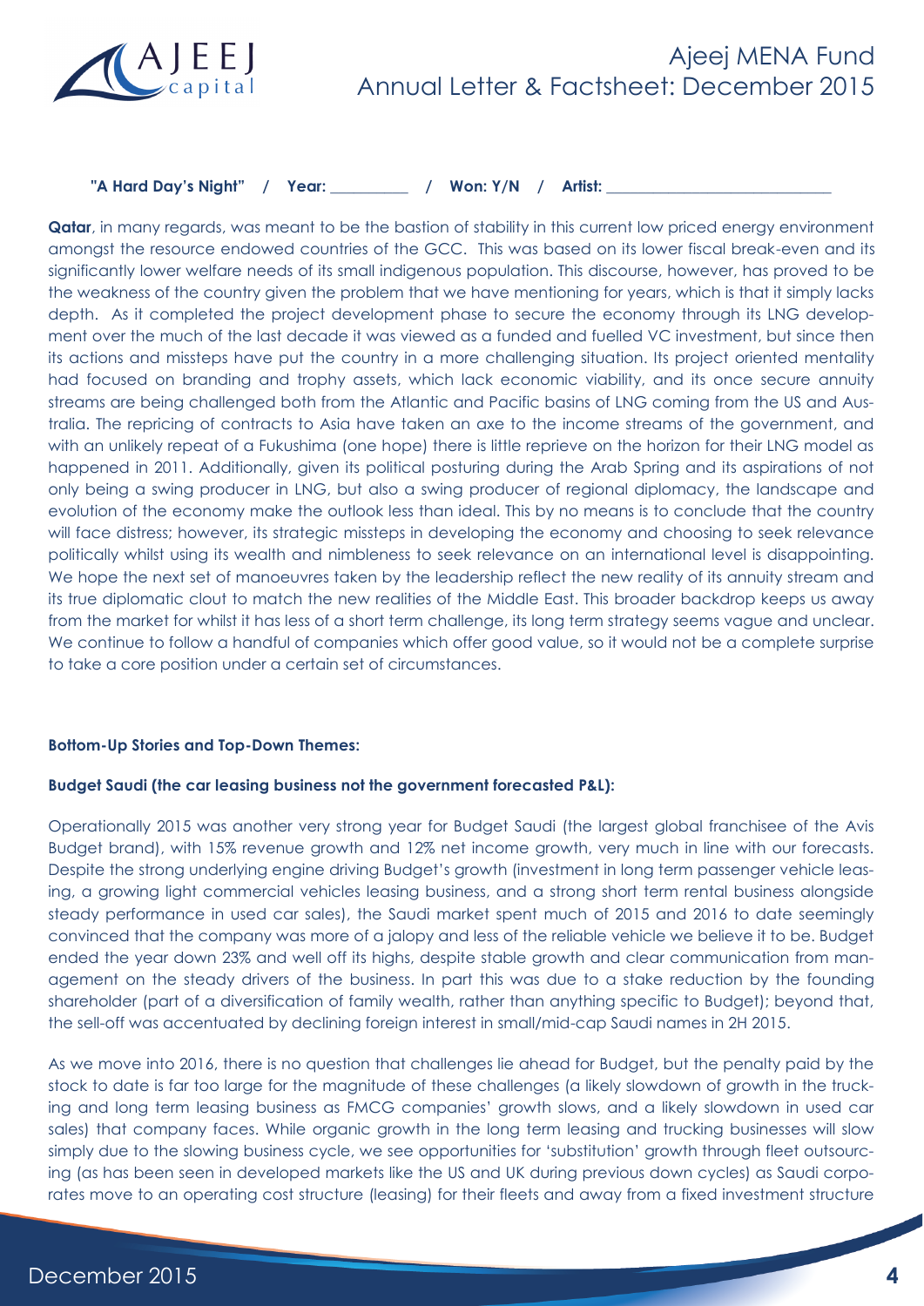**"A Hard Day's Night" / Year: __________ / Won: Y/N / Artist: ____________________________**

**Qatar**, in many regards, was meant to be the bastion of stability in this current low priced energy environment amongst the resource endowed countries of the GCC. This was based on its lower fiscal break-even and its significantly lower welfare needs of its small indigenous population. This discourse, however, has proved to be the weakness of the country given the problem that we have mentioning for years, which is that it simply lacks depth. As it completed the project development phase to secure the economy through its LNG development over the much of the last decade it was viewed as a funded and fuelled VC investment, but since then its actions and missteps have put the country in a more challenging situation. Its project oriented mentality had focused on branding and trophy assets, which lack economic viability, and its once secure annuity streams are being challenged both from the Atlantic and Pacific basins of LNG coming from the US and Australia. The repricing of contracts to Asia have taken an axe to the income streams of the government, and with an unlikely repeat of a Fukushima (one hope) there is little reprieve on the horizon for their LNG model as happened in 2011. Additionally, given its political posturing during the Arab Spring and its aspirations of not only being a swing producer in LNG, but also a swing producer of regional diplomacy, the landscape and evolution of the economy make the outlook less than ideal. This by no means is to conclude that the country will face distress; however, its strategic missteps in developing the economy and choosing to seek relevance politically whilst using its wealth and nimbleness to seek relevance on an international level is disappointing. We hope the next set of manoeuvres taken by the leadership reflect the new reality of its annuity stream and its true diplomatic clout to match the new realities of the Middle East. This broader backdrop keeps us away from the market for whilst it has less of a short term challenge, its long term strategy seems vague and unclear. We continue to follow a handful of companies which offer good value, so it would not be a complete surprise to take a core position under a certain set of circumstances.

**Bottom-Up Stories and Top-Down Themes:**

**Budget Saudi (the car leasing business not the government forecasted P&L):**

Operationally 2015 was another very strong year for Budget Saudi (the largest global franchisee of the Avis Budget brand), with 15% revenue growth and 12% net income growth, very much in line with our forecasts. Despite the strong underlying engine driving Budget's growth (investment in long term passenger vehicle leasing, a growing light commercial vehicles leasing business, and a strong short term rental business alongside steady performance in used car sales), the Saudi market spent much of 2015 and 2016 to date seemingly convinced that the company was more of a jalopy and less of the reliable vehicle we believe it to be. Budget ended the year down 23% and well off its highs, despite stable growth and clear communication from management on the steady drivers of the business. In part this was due to a stake reduction by the founding shareholder (part of a diversification of family wealth, rather than anything specific to Budget); beyond that, the sell-off was accentuated by declining foreign interest in small/mid-cap Saudi names in 2H 2015.

As we move into 2016, there is no question that challenges lie ahead for Budget, but the penalty paid by the stock to date is far too large for the magnitude of these challenges (a likely slowdown of growth in the trucking and long term leasing business as FMCG companies' growth slows, and a likely slowdown in used car sales) that company faces. While organic growth in the long term leasing and trucking businesses will slow simply due to the slowing business cycle, we see opportunities for 'substitution' growth through fleet outsourcing (as has been seen in developed markets like the US and UK during previous down cycles) as Saudi corporates move to an operating cost structure (leasing) for their fleets and away from a fixed investment structure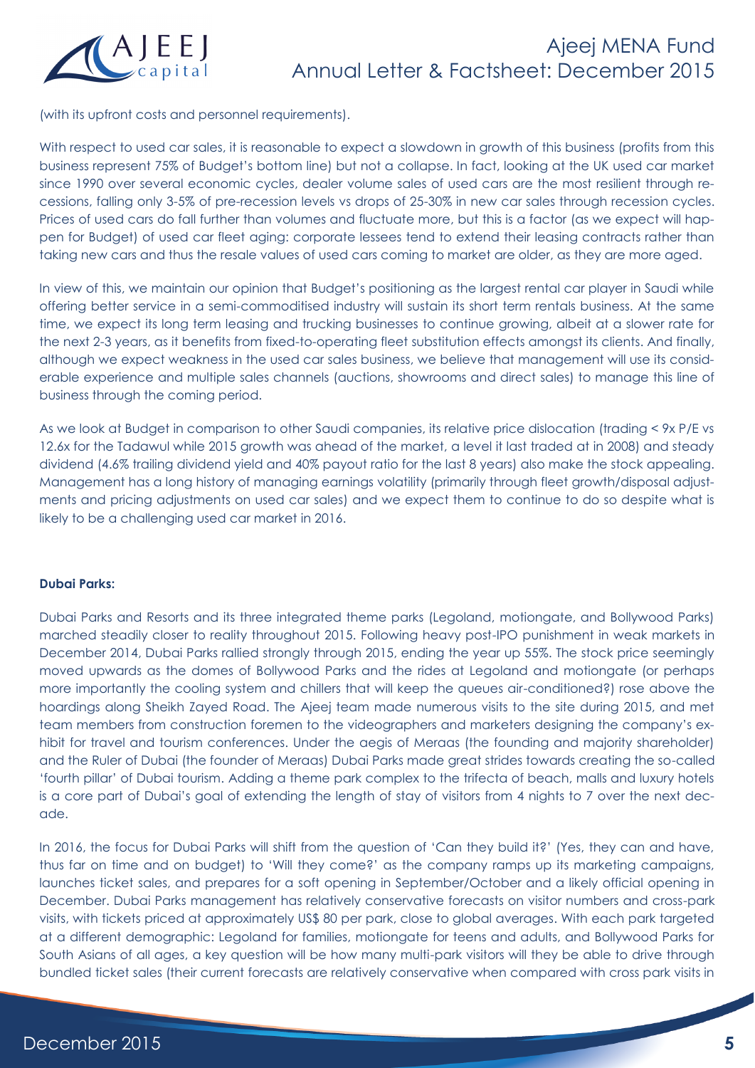(with its upfront costs and personnel requirements).

With respect to used car sales, it is reasonable to expect a slowdown in growth of this business (profits from this business represent 75% of Budget's bottom line) but not a collapse. In fact, looking at the UK used car market since 1990 over several economic cycles, dealer volume sales of used cars are the most resilient through recessions, falling only 3-5% of pre-recession levels vs drops of 25-30% in new car sales through recession cycles. Prices of used cars do fall further than volumes and fluctuate more, but this is a factor (as we expect will happen for Budget) of used car fleet aging: corporate lessees tend to extend their leasing contracts rather than taking new cars and thus the resale values of used cars coming to market are older, as they are more aged.

In view of this, we maintain our opinion that Budget's positioning as the largest rental car player in Saudi while offering better service in a semi-commoditised industry will sustain its short term rentals business. At the same time, we expect its long term leasing and trucking businesses to continue growing, albeit at a slower rate for the next 2-3 years, as it benefits from fixed-to-operating fleet substitution effects amongst its clients. And finally, although we expect weakness in the used car sales business, we believe that management will use its considerable experience and multiple sales channels (auctions, showrooms and direct sales) to manage this line of business through the coming period.

As we look at Budget in comparison to other Saudi companies, its relative price dislocation (trading < 9x P/E vs 12.6x for the Tadawul while 2015 growth was ahead of the market, a level it last traded at in 2008) and steady dividend (4.6% trailing dividend yield and 40% payout ratio for the last 8 years) also make the stock appealing. Management has a long history of managing earnings volatility (primarily through fleet growth/disposal adjustments and pricing adjustments on used car sales) and we expect them to continue to do so despite what is likely to be a challenging used car market in 2016.

**Dubai Parks:**

Dubai Parks and Resorts and its three integrated theme parks (Legoland, motiongate, and Bollywood Parks) marched steadily closer to reality throughout 2015. Following heavy post-IPO punishment in weak markets in December 2014, Dubai Parks rallied strongly through 2015, ending the year up 55%. The stock price seemingly moved upwards as the domes of Bollywood Parks and the rides at Legoland and motiongate (or perhaps more importantly the cooling system and chillers that will keep the queues air-conditioned?) rose above the hoardings along Sheikh Zayed Road. The Ajeej team made numerous visits to the site during 2015, and met team members from construction foremen to the videographers and marketers designing the company's exhibit for travel and tourism conferences. Under the aegis of Meraas (the founding and majority shareholder) and the Ruler of Dubai (the founder of Meraas) Dubai Parks made great strides towards creating the so-called 'fourth pillar' of Dubai tourism. Adding a theme park complex to the trifecta of beach, malls and luxury hotels is a core part of Dubai's goal of extending the length of stay of visitors from 4 nights to 7 over the next decade.

In 2016, the focus for Dubai Parks will shift from the question of 'Can they build it?' (Yes, they can and have, thus far on time and on budget) to 'Will they come?' as the company ramps up its marketing campaigns, launches ticket sales, and prepares for a soft opening in September/October and a likely official opening in December. Dubai Parks management has relatively conservative forecasts on visitor numbers and cross-park visits, with tickets priced at approximately US$ 80 per park, close to global averages. With each park targeted at a different demographic: Legoland for families, motiongate for teens and adults, and Bollywood Parks for South Asians of all ages, a key question will be how many multi-park visitors will they be able to drive through bundled ticket sales (their current forecasts are relatively conservative when compared with cross park visits in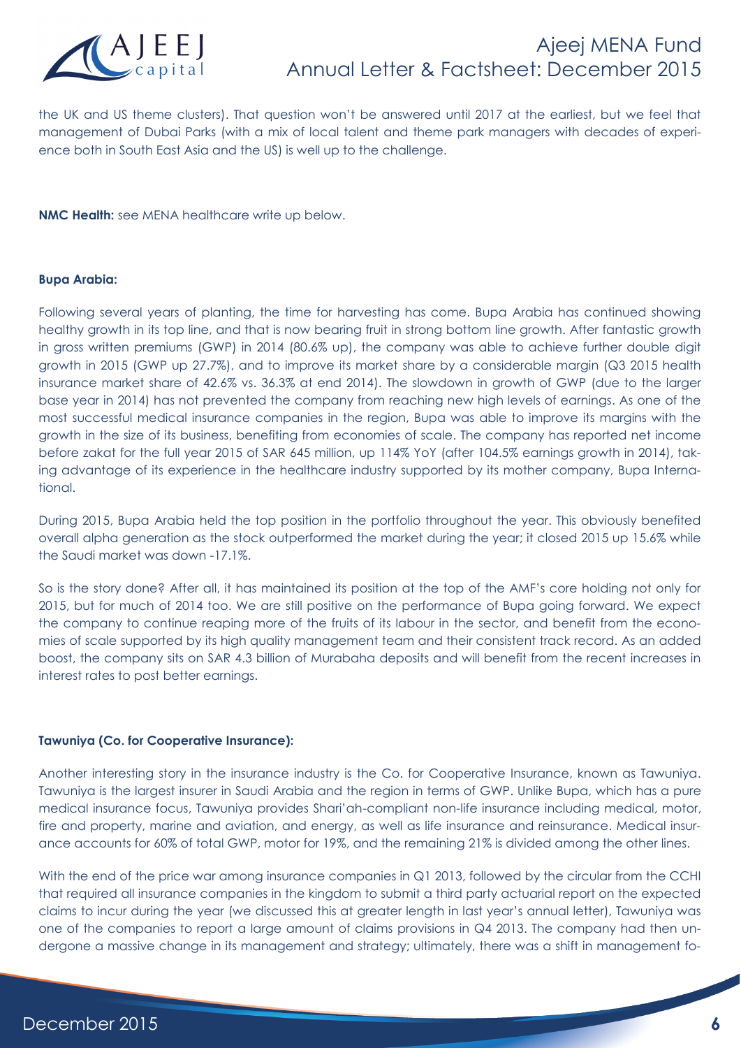the UK and US theme clusters). That question won't be answered until 2017 at the earliest, but we feel that management of Dubai Parks (with a mix of local talent and theme park managers with decades of experience both in South East Asia and the US) is well up to the challenge.

**NMC Health:** see MENA healthcare write up below.

**Bupa Arabia:**

Following several years of planting, the time for harvesting has come. Bupa Arabia has continued showing healthy growth in its top line, and that is now bearing fruit in strong bottom line growth. After fantastic growth in gross written premiums (GWP) in 2014 (80.6% up), the company was able to achieve further double digit growth in 2015 (GWP up 27.7%), and to improve its market share by a considerable margin (Q3 2015 health insurance market share of 42.6% vs. 36.3% at end 2014). The slowdown in growth of GWP (due to the larger base year in 2014) has not prevented the company from reaching new high levels of earnings. As one of the most successful medical insurance companies in the region, Bupa was able to improve its margins with the growth in the size of its business, benefiting from economies of scale. The company has reported net income before zakat for the full year 2015 of SAR 645 million, up 114% YoY (after 104.5% earnings growth in 2014), taking advantage of its experience in the healthcare industry supported by its mother company, Bupa International.

During 2015, Bupa Arabia held the top position in the portfolio throughout the year. This obviously benefited overall alpha generation as the stock outperformed the market during the year; it closed 2015 up 15.6% while the Saudi market was down -17.1%.

So is the story done? After all, it has maintained its position at the top of the AMF's core holding not only for 2015, but for much of 2014 too. We are still positive on the performance of Bupa going forward. We expect the company to continue reaping more of the fruits of its labour in the sector, and benefit from the economies of scale supported by its high quality management team and their consistent track record. As an added boost, the company sits on SAR 4.3 billion of Murabaha deposits and will benefit from the recent increases in interest rates to post better earnings.

**Tawuniya (Co. for Cooperative Insurance):**

Another interesting story in the insurance industry is the Co. for Cooperative Insurance, known as Tawuniya. Tawuniya is the largest insurer in Saudi Arabia and the region in terms of GWP. Unlike Bupa, which has a pure medical insurance focus, Tawuniya provides Shari'ah-compliant non-life insurance including medical, motor, fire and property, marine and aviation, and energy, as well as life insurance and reinsurance. Medical insurance accounts for 60% of total GWP, motor for 19%, and the remaining 21% is divided among the other lines.

With the end of the price war among insurance companies in Q1 2013, followed by the circular from the CCHI that required all insurance companies in the kingdom to submit a third party actuarial report on the expected claims to incur during the year (we discussed this at greater length in last year's annual letter), Tawuniya was one of the companies to report a large amount of claims provisions in Q4 2013. The company had then undergone a massive change in its management and strategy; ultimately, there was a shift in management fo-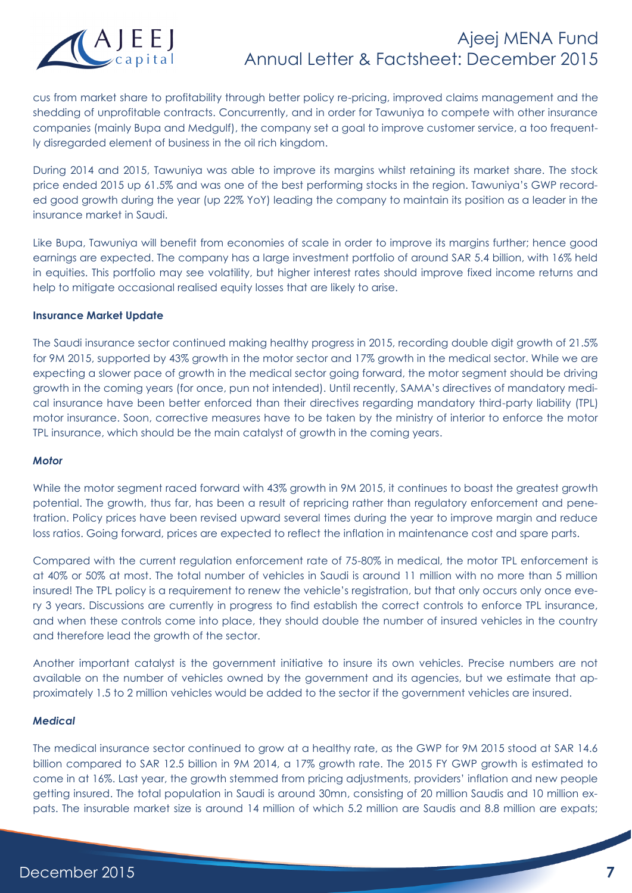cus from market share to profitability through better policy re-pricing, improved claims management and the shedding of unprofitable contracts. Concurrently, and in order for Tawuniya to compete with other insurance companies (mainly Bupa and Medgulf), the company set a goal to improve customer service, a too frequently disregarded element of business in the oil rich kingdom.

During 2014 and 2015, Tawuniya was able to improve its margins whilst retaining its market share. The stock price ended 2015 up 61.5% and was one of the best performing stocks in the region. Tawuniya's GWP recorded good growth during the year (up 22% YoY) leading the company to maintain its position as a leader in the insurance market in Saudi.

Like Bupa, Tawuniya will benefit from economies of scale in order to improve its margins further; hence good earnings are expected. The company has a large investment portfolio of around SAR 5.4 billion, with 16% held in equities. This portfolio may see volatility, but higher interest rates should improve fixed income returns and help to mitigate occasional realised equity losses that are likely to arise.

**Insurance Market Update**

The Saudi insurance sector continued making healthy progress in 2015, recording double digit growth of 21.5% for 9M 2015, supported by 43% growth in the motor sector and 17% growth in the medical sector. While we are expecting a slower pace of growth in the medical sector going forward, the motor segment should be driving growth in the coming years (for once, pun not intended). Until recently, SAMA's directives of mandatory medical insurance have been better enforced than their directives regarding mandatory third-party liability (TPL) motor insurance. Soon, corrective measures have to be taken by the ministry of interior to enforce the motor TPL insurance, which should be the main catalyst of growth in the coming years.

***Motor***

While the motor segment raced forward with 43% growth in 9M 2015, it continues to boast the greatest growth potential. The growth, thus far, has been a result of repricing rather than regulatory enforcement and penetration. Policy prices have been revised upward several times during the year to improve margin and reduce loss ratios. Going forward, prices are expected to reflect the inflation in maintenance cost and spare parts.

Compared with the current regulation enforcement rate of 75-80% in medical, the motor TPL enforcement is at 40% or 50% at most. The total number of vehicles in Saudi is around 11 million with no more than 5 million insured! The TPL policy is a requirement to renew the vehicle's registration, but that only occurs only once every 3 years. Discussions are currently in progress to find establish the correct controls to enforce TPL insurance, and when these controls come into place, they should double the number of insured vehicles in the country and therefore lead the growth of the sector.

Another important catalyst is the government initiative to insure its own vehicles. Precise numbers are not available on the number of vehicles owned by the government and its agencies, but we estimate that approximately 1.5 to 2 million vehicles would be added to the sector if the government vehicles are insured.

***Medical***

The medical insurance sector continued to grow at a healthy rate, as the GWP for 9M 2015 stood at SAR 14.6 billion compared to SAR 12.5 billion in 9M 2014, a 17% growth rate. The 2015 FY GWP growth is estimated to come in at 16%. Last year, the growth stemmed from pricing adjustments, providers' inflation and new people getting insured. The total population in Saudi is around 30mn, consisting of 20 million Saudis and 10 million expats. The insurable market size is around 14 million of which 5.2 million are Saudis and 8.8 million are expats;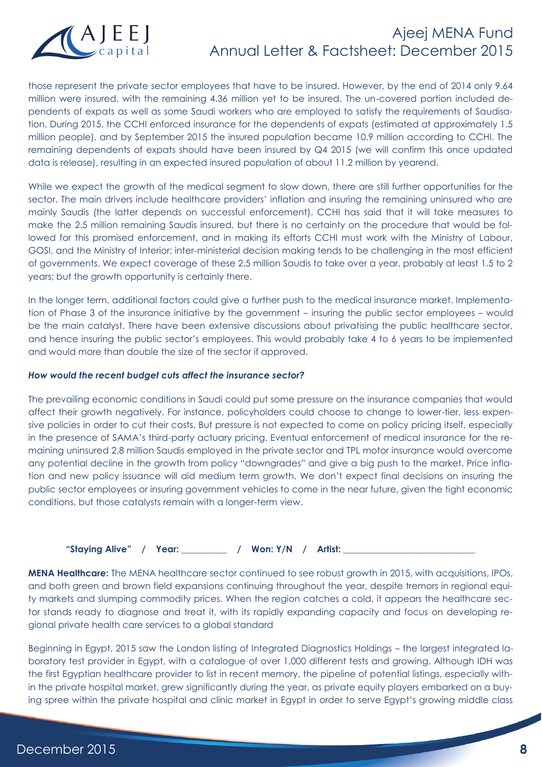those represent the private sector employees that have to be insured. However, by the end of 2014 only 9.64 million were insured, with the remaining 4.36 million yet to be insured. The un-covered portion included dependents of expats as well as some Saudi workers who are employed to satisfy the requirements of Saudisation. During 2015, the CCHI enforced insurance for the dependents of expats (estimated at approximately 1.5 million people), and by September 2015 the insured population became 10.9 million according to CCHI. The remaining dependents of expats should have been insured by Q4 2015 (we will confirm this once updated data is release), resulting in an expected insured population of about 11.2 million by yearend.

While we expect the growth of the medical segment to slow down, there are still further opportunities for the sector. The main drivers include healthcare providers' inflation and insuring the remaining uninsured who are mainly Saudis (the latter depends on successful enforcement). CCHI has said that it will take measures to make the 2.5 million remaining Saudis insured, but there is no certainty on the procedure that would be followed for this promised enforcement, and in making its efforts CCHI must work with the Ministry of Labour, GOSI, and the Ministry of Interior; inter-ministerial decision making tends to be challenging in the most efficient of governments. We expect coverage of these 2.5 million Saudis to take over a year, probably at least 1.5 to 2 years; but the growth opportunity is certainly there.

In the longer term, additional factors could give a further push to the medical insurance market. Implementation of Phase 3 of the insurance initiative by the government – insuring the public sector employees – would be the main catalyst. There have been extensive discussions about privatising the public healthcare sector, and hence insuring the public sector's employees. This would probably take 4 to 6 years to be implemented and would more than double the size of the sector if approved.

***How would the recent budget cuts affect the insurance sector?***

The prevailing economic conditions in Saudi could put some pressure on the insurance companies that would affect their growth negatively. For instance, policyholders could choose to change to lower-tier, less expensive policies in order to cut their costs. But pressure is not expected to come on policy pricing itself, especially in the presence of SAMA's third-party actuary pricing. Eventual enforcement of medical insurance for the remaining uninsured 2.8 million Saudis employed in the private sector and TPL motor insurance would overcome any potential decline in the growth from policy "downgrades" and give a big push to the market. Price inflation and new policy issuance will aid medium term growth. We don't expect final decisions on insuring the public sector employees or insuring government vehicles to come in the near future, given the tight economic conditions, but those catalysts remain with a longer-term view.

**"Staying Alive" / Year: __________ / Won: Y/N / Artist: ____________________________**

**MENA Healthcare:** The MENA healthcare sector continued to see robust growth in 2015, with acquisitions, IPOs, and both green and brown field expansions continuing throughout the year, despite tremors in regional equity markets and slumping commodity prices. When the region catches a cold, it appears the healthcare sector stands ready to diagnose and treat it, with its rapidly expanding capacity and focus on developing regional private health care services to a global standard

Beginning in Egypt, 2015 saw the London listing of Integrated Diagnostics Holdings – the largest integrated laboratory test provider in Egypt, with a catalogue of over 1,000 different tests and growing. Although IDH was the first Egyptian healthcare provider to list in recent memory, the pipeline of potential listings, especially within the private hospital market, grew significantly during the year, as private equity players embarked on a buying spree within the private hospital and clinic market in Egypt in order to serve Egypt's growing middle class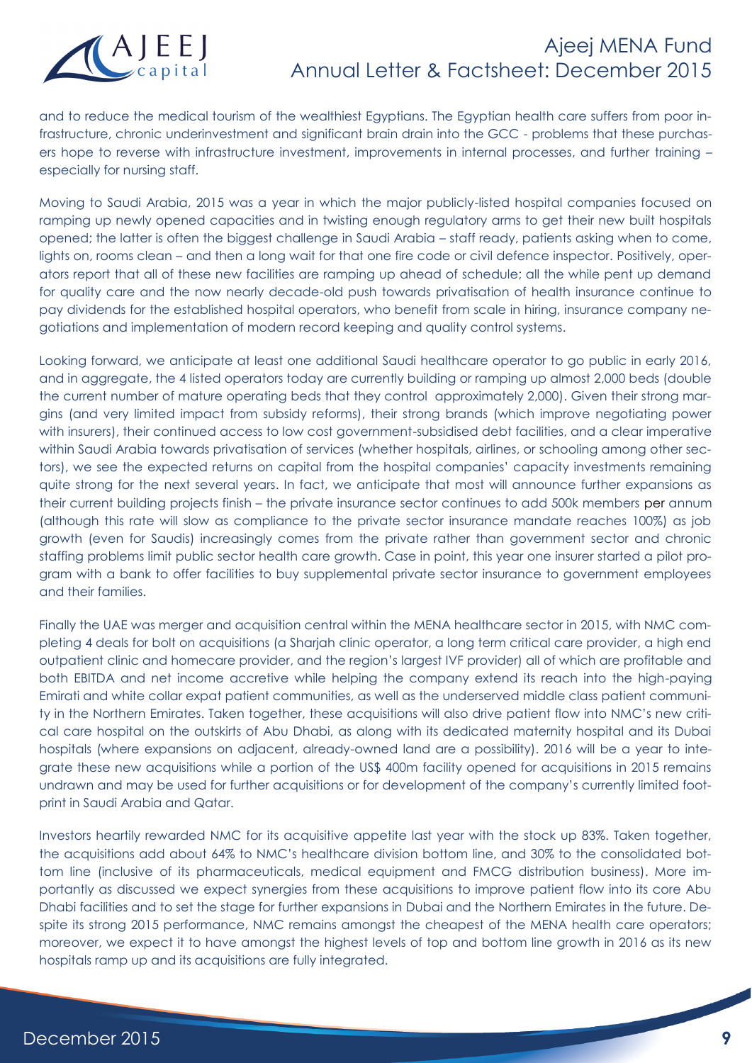and to reduce the medical tourism of the wealthiest Egyptians. The Egyptian health care suffers from poor infrastructure, chronic underinvestment and significant brain drain into the GCC - problems that these purchasers hope to reverse with infrastructure investment, improvements in internal processes, and further training – especially for nursing staff.

Moving to Saudi Arabia, 2015 was a year in which the major publicly-listed hospital companies focused on ramping up newly opened capacities and in twisting enough regulatory arms to get their new built hospitals opened; the latter is often the biggest challenge in Saudi Arabia – staff ready, patients asking when to come, lights on, rooms clean – and then a long wait for that one fire code or civil defence inspector. Positively, operators report that all of these new facilities are ramping up ahead of schedule; all the while pent up demand for quality care and the now nearly decade-old push towards privatisation of health insurance continue to pay dividends for the established hospital operators, who benefit from scale in hiring, insurance company negotiations and implementation of modern record keeping and quality control systems.

Looking forward, we anticipate at least one additional Saudi healthcare operator to go public in early 2016, and in aggregate, the 4 listed operators today are currently building or ramping up almost 2,000 beds (double the current number of mature operating beds that they control approximately 2,000). Given their strong margins (and very limited impact from subsidy reforms), their strong brands (which improve negotiating power with insurers), their continued access to low cost government-subsidised debt facilities, and a clear imperative within Saudi Arabia towards privatisation of services (whether hospitals, airlines, or schooling among other sectors), we see the expected returns on capital from the hospital companies' capacity investments remaining quite strong for the next several years. In fact, we anticipate that most will announce further expansions as their current building projects finish – the private insurance sector continues to add 500k members per annum (although this rate will slow as compliance to the private sector insurance mandate reaches 100%) as job growth (even for Saudis) increasingly comes from the private rather than government sector and chronic staffing problems limit public sector health care growth. Case in point, this year one insurer started a pilot program with a bank to offer facilities to buy supplemental private sector insurance to government employees and their families.

Finally the UAE was merger and acquisition central within the MENA healthcare sector in 2015, with NMC completing 4 deals for bolt on acquisitions (a Sharjah clinic operator, a long term critical care provider, a high end outpatient clinic and homecare provider, and the region's largest IVF provider) all of which are profitable and both EBITDA and net income accretive while helping the company extend its reach into the high-paying Emirati and white collar expat patient communities, as well as the underserved middle class patient community in the Northern Emirates. Taken together, these acquisitions will also drive patient flow into NMC's new critical care hospital on the outskirts of Abu Dhabi, as along with its dedicated maternity hospital and its Dubai hospitals (where expansions on adjacent, already-owned land are a possibility). 2016 will be a year to integrate these new acquisitions while a portion of the US$ 400m facility opened for acquisitions in 2015 remains undrawn and may be used for further acquisitions or for development of the company's currently limited footprint in Saudi Arabia and Qatar.

Investors heartily rewarded NMC for its acquisitive appetite last year with the stock up 83%. Taken together, the acquisitions add about 64% to NMC's healthcare division bottom line, and 30% to the consolidated bottom line (inclusive of its pharmaceuticals, medical equipment and FMCG distribution business). More importantly as discussed we expect synergies from these acquisitions to improve patient flow into its core Abu Dhabi facilities and to set the stage for further expansions in Dubai and the Northern Emirates in the future. Despite its strong 2015 performance, NMC remains amongst the cheapest of the MENA health care operators; moreover, we expect it to have amongst the highest levels of top and bottom line growth in 2016 as its new hospitals ramp up and its acquisitions are fully integrated.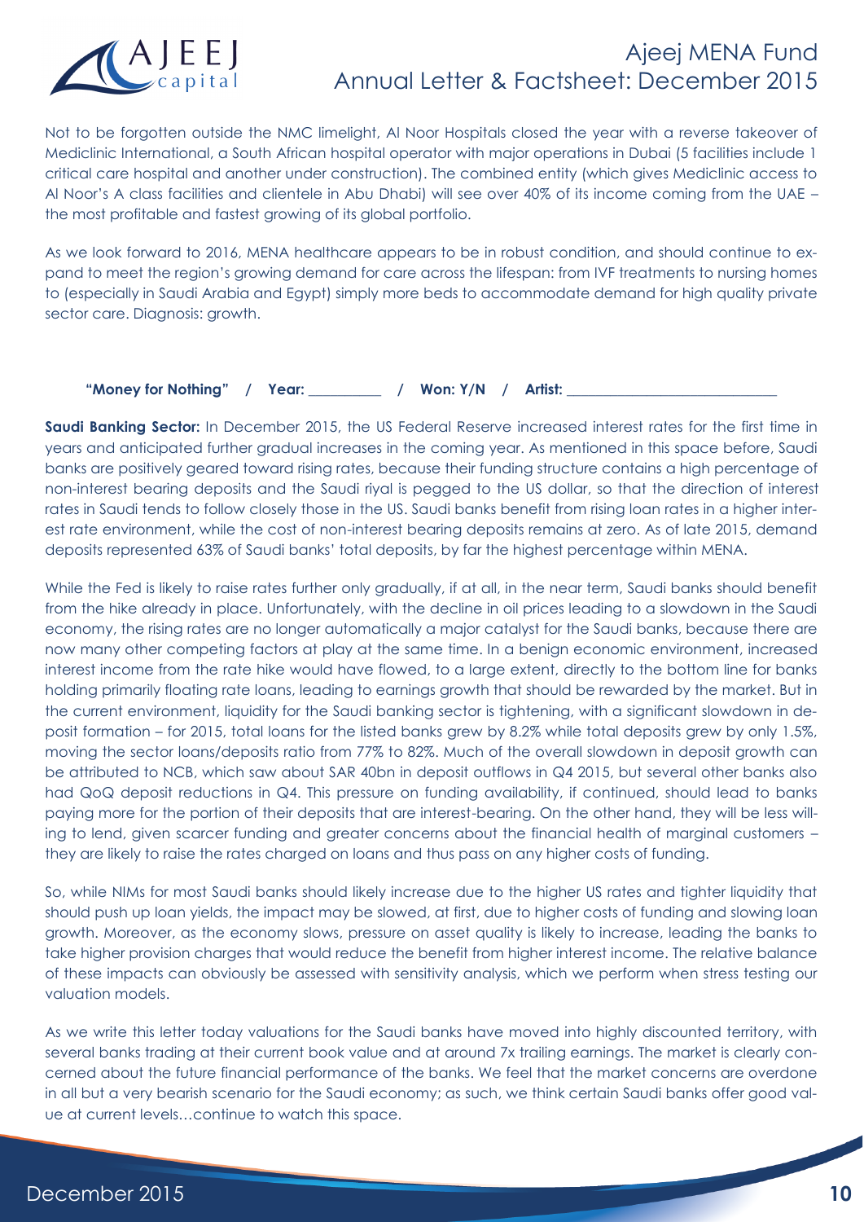Not to be forgotten outside the NMC limelight, Al Noor Hospitals closed the year with a reverse takeover of Mediclinic International, a South African hospital operator with major operations in Dubai (5 facilities include 1 critical care hospital and another under construction). The combined entity (which gives Mediclinic access to Al Noor's A class facilities and clientele in Abu Dhabi) will see over 40% of its income coming from the UAE – the most profitable and fastest growing of its global portfolio.

As we look forward to 2016, MENA healthcare appears to be in robust condition, and should continue to expand to meet the region's growing demand for care across the lifespan: from IVF treatments to nursing homes to (especially in Saudi Arabia and Egypt) simply more beds to accommodate demand for high quality private sector care. Diagnosis: growth.

**"Money for Nothing" / Year: __________ / Won: Y/N / Artist: ____________________________**

**Saudi Banking Sector:** In December 2015, the US Federal Reserve increased interest rates for the first time in years and anticipated further gradual increases in the coming year. As mentioned in this space before, Saudi banks are positively geared toward rising rates, because their funding structure contains a high percentage of non-interest bearing deposits and the Saudi riyal is pegged to the US dollar, so that the direction of interest rates in Saudi tends to follow closely those in the US. Saudi banks benefit from rising loan rates in a higher interest rate environment, while the cost of non-interest bearing deposits remains at zero. As of late 2015, demand deposits represented 63% of Saudi banks' total deposits, by far the highest percentage within MENA.

While the Fed is likely to raise rates further only gradually, if at all, in the near term, Saudi banks should benefit from the hike already in place. Unfortunately, with the decline in oil prices leading to a slowdown in the Saudi economy, the rising rates are no longer automatically a major catalyst for the Saudi banks, because there are now many other competing factors at play at the same time. In a benign economic environment, increased interest income from the rate hike would have flowed, to a large extent, directly to the bottom line for banks holding primarily floating rate loans, leading to earnings growth that should be rewarded by the market. But in the current environment, liquidity for the Saudi banking sector is tightening, with a significant slowdown in deposit formation – for 2015, total loans for the listed banks grew by 8.2% while total deposits grew by only 1.5%, moving the sector loans/deposits ratio from 77% to 82%. Much of the overall slowdown in deposit growth can be attributed to NCB, which saw about SAR 40bn in deposit outflows in Q4 2015, but several other banks also had QoQ deposit reductions in Q4. This pressure on funding availability, if continued, should lead to banks paying more for the portion of their deposits that are interest-bearing. On the other hand, they will be less willing to lend, given scarcer funding and greater concerns about the financial health of marginal customers – they are likely to raise the rates charged on loans and thus pass on any higher costs of funding.

So, while NIMs for most Saudi banks should likely increase due to the higher US rates and tighter liquidity that should push up loan yields, the impact may be slowed, at first, due to higher costs of funding and slowing loan growth. Moreover, as the economy slows, pressure on asset quality is likely to increase, leading the banks to take higher provision charges that would reduce the benefit from higher interest income. The relative balance of these impacts can obviously be assessed with sensitivity analysis, which we perform when stress testing our valuation models.

As we write this letter today valuations for the Saudi banks have moved into highly discounted territory, with several banks trading at their current book value and at around 7x trailing earnings. The market is clearly concerned about the future financial performance of the banks. We feel that the market concerns are overdone in all but a very bearish scenario for the Saudi economy; as such, we think certain Saudi banks offer good value at current levels…continue to watch this space.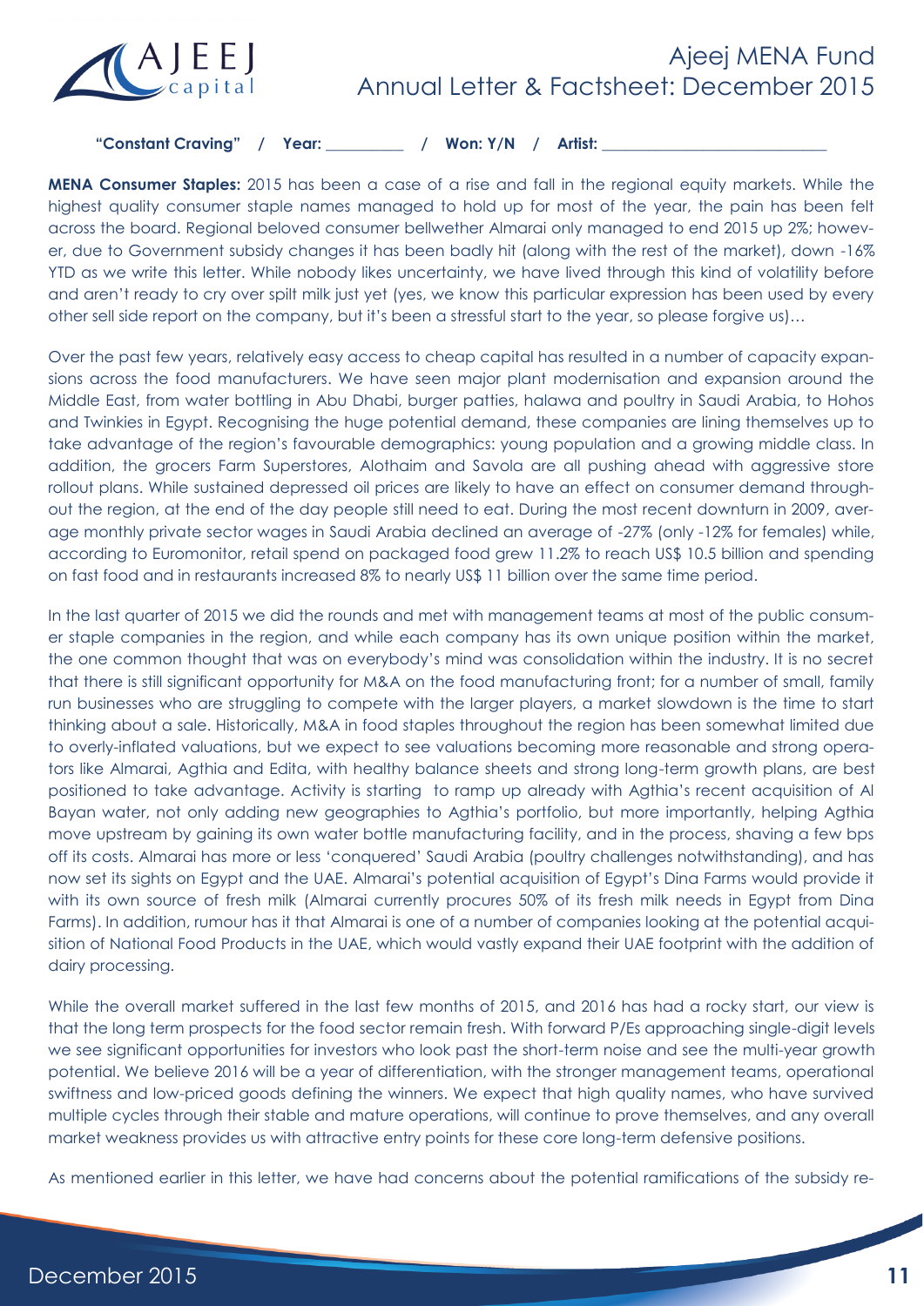**"Constant Craving" / Year: __________ / Won: Y/N / Artist: ____________________________**

**MENA Consumer Staples:** 2015 has been a case of a rise and fall in the regional equity markets. While the highest quality consumer staple names managed to hold up for most of the year, the pain has been felt across the board. Regional beloved consumer bellwether Almarai only managed to end 2015 up 2%; however, due to Government subsidy changes it has been badly hit (along with the rest of the market), down -16% YTD as we write this letter. While nobody likes uncertainty, we have lived through this kind of volatility before and aren't ready to cry over spilt milk just yet (yes, we know this particular expression has been used by every other sell side report on the company, but it's been a stressful start to the year, so please forgive us)…

Over the past few years, relatively easy access to cheap capital has resulted in a number of capacity expansions across the food manufacturers. We have seen major plant modernisation and expansion around the Middle East, from water bottling in Abu Dhabi, burger patties, halawa and poultry in Saudi Arabia, to Hohos and Twinkies in Egypt. Recognising the huge potential demand, these companies are lining themselves up to take advantage of the region's favourable demographics: young population and a growing middle class. In addition, the grocers Farm Superstores, Alothaim and Savola are all pushing ahead with aggressive store rollout plans. While sustained depressed oil prices are likely to have an effect on consumer demand throughout the region, at the end of the day people still need to eat. During the most recent downturn in 2009, average monthly private sector wages in Saudi Arabia declined an average of -27% (only -12% for females) while, according to Euromonitor, retail spend on packaged food grew 11.2% to reach US$ 10.5 billion and spending on fast food and in restaurants increased 8% to nearly US$ 11 billion over the same time period.

In the last quarter of 2015 we did the rounds and met with management teams at most of the public consumer staple companies in the region, and while each company has its own unique position within the market, the one common thought that was on everybody's mind was consolidation within the industry. It is no secret that there is still significant opportunity for M&A on the food manufacturing front; for a number of small, family run businesses who are struggling to compete with the larger players, a market slowdown is the time to start thinking about a sale. Historically, M&A in food staples throughout the region has been somewhat limited due to overly-inflated valuations, but we expect to see valuations becoming more reasonable and strong operators like Almarai, Agthia and Edita, with healthy balance sheets and strong long-term growth plans, are best positioned to take advantage. Activity is starting to ramp up already with Agthia's recent acquisition of Al Bayan water, not only adding new geographies to Agthia's portfolio, but more importantly, helping Agthia move upstream by gaining its own water bottle manufacturing facility, and in the process, shaving a few bps off its costs. Almarai has more or less 'conquered' Saudi Arabia (poultry challenges notwithstanding), and has now set its sights on Egypt and the UAE. Almarai's potential acquisition of Egypt's Dina Farms would provide it with its own source of fresh milk (Almarai currently procures 50% of its fresh milk needs in Egypt from Dina Farms). In addition, rumour has it that Almarai is one of a number of companies looking at the potential acquisition of National Food Products in the UAE, which would vastly expand their UAE footprint with the addition of dairy processing.

While the overall market suffered in the last few months of 2015, and 2016 has had a rocky start, our view is that the long term prospects for the food sector remain fresh. With forward P/Es approaching single-digit levels we see significant opportunities for investors who look past the short-term noise and see the multi-year growth potential. We believe 2016 will be a year of differentiation, with the stronger management teams, operational swiftness and low-priced goods defining the winners. We expect that high quality names, who have survived multiple cycles through their stable and mature operations, will continue to prove themselves, and any overall market weakness provides us with attractive entry points for these core long-term defensive positions.

As mentioned earlier in this letter, we have had concerns about the potential ramifications of the subsidy re-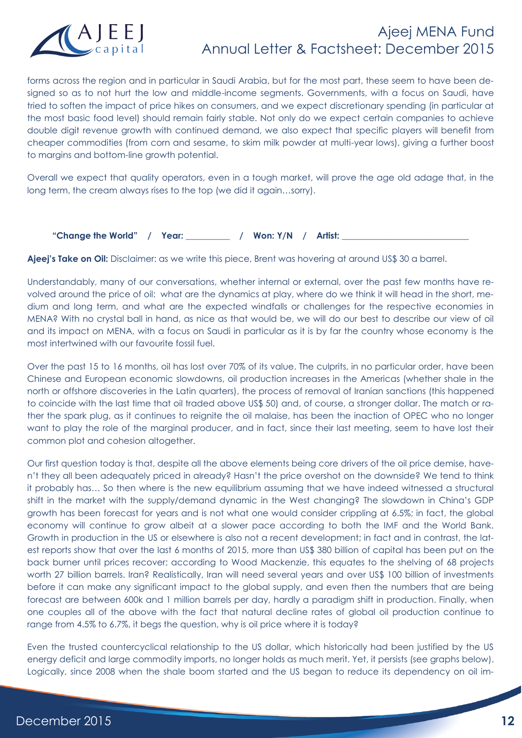forms across the region and in particular in Saudi Arabia, but for the most part, these seem to have been designed so as to not hurt the low and middle-income segments. Governments, with a focus on Saudi, have tried to soften the impact of price hikes on consumers, and we expect discretionary spending (in particular at the most basic food level) should remain fairly stable. Not only do we expect certain companies to achieve double digit revenue growth with continued demand, we also expect that specific players will benefit from cheaper commodities (from corn and sesame, to skim milk powder at multi-year lows), giving a further boost to margins and bottom-line growth potential.

Overall we expect that quality operators, even in a tough market, will prove the age old adage that, in the long term, the cream always rises to the top (we did it again…sorry).

**"Change the World" / Year: __________ / Won: Y/N / Artist: ____________________________**

**Ajeej's Take on Oil:** Disclaimer: as we write this piece, Brent was hovering at around US$ 30 a barrel.

Understandably, many of our conversations, whether internal or external, over the past few months have revolved around the price of oil: what are the dynamics at play, where do we think it will head in the short, medium and long term, and what are the expected windfalls or challenges for the respective economies in MENA? With no crystal ball in hand, as nice as that would be, we will do our best to describe our view of oil and its impact on MENA, with a focus on Saudi in particular as it is by far the country whose economy is the most intertwined with our favourite fossil fuel.

Over the past 15 to 16 months, oil has lost over 70% of its value. The culprits, in no particular order, have been Chinese and European economic slowdowns, oil production increases in the Americas (whether shale in the north or offshore discoveries in the Latin quarters), the process of removal of Iranian sanctions (this happened to coincide with the last time that oil traded above US$ 50) and, of course, a stronger dollar. The match or rather the spark plug, as it continues to reignite the oil malaise, has been the inaction of OPEC who no longer want to play the role of the marginal producer, and in fact, since their last meeting, seem to have lost their common plot and cohesion altogether.

Our first question today is that, despite all the above elements being core drivers of the oil price demise, haven't they all been adequately priced in already? Hasn't the price overshot on the downside? We tend to think it probably has… So then where is the new equilibrium assuming that we have indeed witnessed a structural shift in the market with the supply/demand dynamic in the West changing? The slowdown in China's GDP growth has been forecast for years and is not what one would consider crippling at 6.5%; in fact, the global economy will continue to grow albeit at a slower pace according to both the IMF and the World Bank. Growth in production in the US or elsewhere is also not a recent development; in fact and in contrast, the latest reports show that over the last 6 months of 2015, more than US$ 380 billion of capital has been put on the back burner until prices recover; according to Wood Mackenzie, this equates to the shelving of 68 projects worth 27 billion barrels. Iran? Realistically, Iran will need several years and over US$ 100 billion of investments before it can make any significant impact to the global supply, and even then the numbers that are being forecast are between 600k and 1 million barrels per day, hardly a paradigm shift in production. Finally, when one couples all of the above with the fact that natural decline rates of global oil production continue to range from 4.5% to 6.7%, it begs the question, why is oil price where it is today?

Even the trusted countercyclical relationship to the US dollar, which historically had been justified by the US energy deficit and large commodity imports, no longer holds as much merit. Yet, it persists (see graphs below). Logically, since 2008 when the shale boom started and the US began to reduce its dependency on oil im-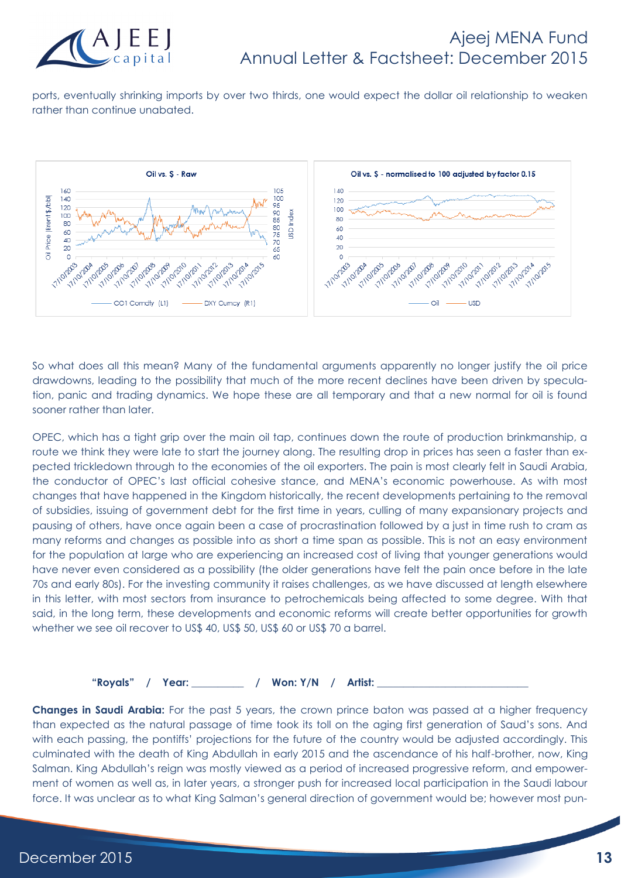ports, eventually shrinking imports by over two thirds, one would expect the dollar oil relationship to weaken rather than continue unabated.

So what does all this mean? Many of the fundamental arguments apparently no longer justify the oil price drawdowns, leading to the possibility that much of the more recent declines have been driven by speculation, panic and trading dynamics. We hope these are all temporary and that a new normal for oil is found sooner rather than later.

OPEC, which has a tight grip over the main oil tap, continues down the route of production brinkmanship, a route we think they were late to start the journey along. The resulting drop in prices has seen a faster than expected trickledown through to the economies of the oil exporters. The pain is most clearly felt in Saudi Arabia, the conductor of OPEC's last official cohesive stance, and MENA's economic powerhouse. As with most changes that have happened in the Kingdom historically, the recent developments pertaining to the removal of subsidies, issuing of government debt for the first time in years, culling of many expansionary projects and pausing of others, have once again been a case of procrastination followed by a just in time rush to cram as many reforms and changes as possible into as short a time span as possible. This is not an easy environment for the population at large who are experiencing an increased cost of living that younger generations would have never even considered as a possibility (the older generations have felt the pain once before in the late 70s and early 80s). For the investing community it raises challenges, as we have discussed at length elsewhere in this letter, with most sectors from insurance to petrochemicals being affected to some degree. With that said, in the long term, these developments and economic reforms will create better opportunities for growth whether we see oil recover to US$ 40, US$ 50, US$ 60 or US$ 70 a barrel.

**"Royals" / Year: __________ / Won: Y/N / Artist: ____________________________**

**Changes in Saudi Arabia:** For the past 5 years, the crown prince baton was passed at a higher frequency than expected as the natural passage of time took its toll on the aging first generation of Saud's sons. And with each passing, the pontiffs' projections for the future of the country would be adjusted accordingly. This culminated with the death of King Abdullah in early 2015 and the ascendance of his half-brother, now, King Salman. King Abdullah's reign was mostly viewed as a period of increased progressive reform, and empowerment of women as well as, in later years, a stronger push for increased local participation in the Saudi labour force. It was unclear as to what King Salman's general direction of government would be; however most pun-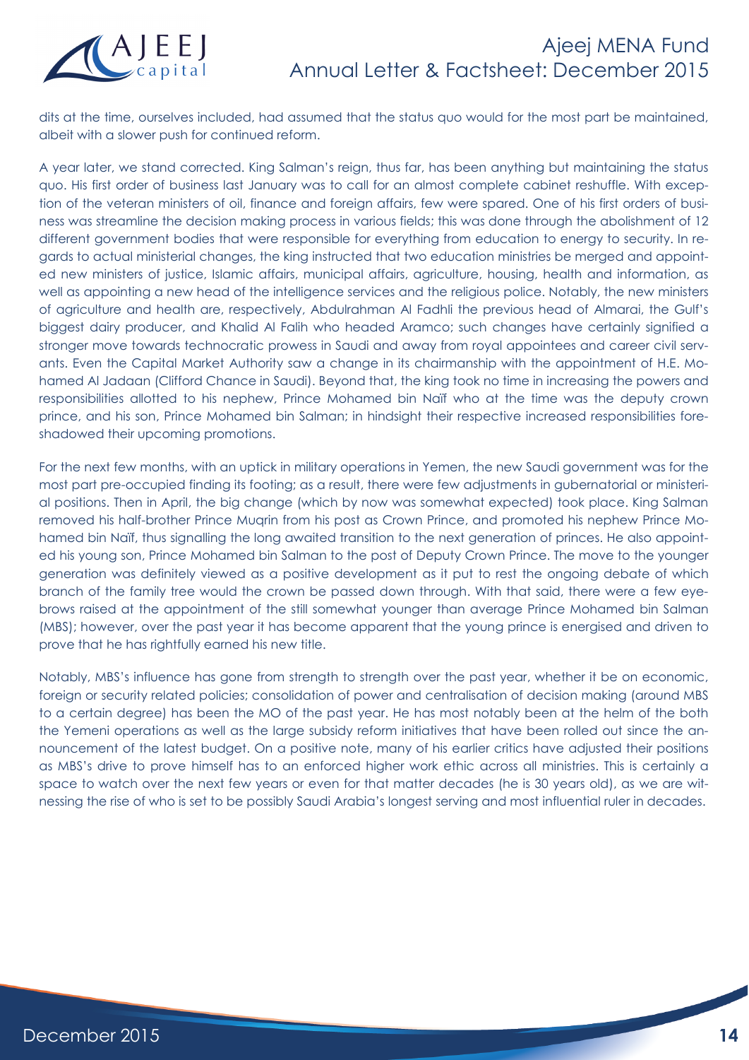dits at the time, ourselves included, had assumed that the status quo would for the most part be maintained, albeit with a slower push for continued reform.

A year later, we stand corrected. King Salman's reign, thus far, has been anything but maintaining the status quo. His first order of business last January was to call for an almost complete cabinet reshuffle. With exception of the veteran ministers of oil, finance and foreign affairs, few were spared. One of his first orders of business was streamline the decision making process in various fields; this was done through the abolishment of 12 different government bodies that were responsible for everything from education to energy to security. In regards to actual ministerial changes, the king instructed that two education ministries be merged and appointed new ministers of justice, Islamic affairs, municipal affairs, agriculture, housing, health and information, as well as appointing a new head of the intelligence services and the religious police. Notably, the new ministers of agriculture and health are, respectively, Abdulrahman Al Fadhli the previous head of Almarai, the Gulf's biggest dairy producer, and Khalid Al Falih who headed Aramco; such changes have certainly signified a stronger move towards technocratic prowess in Saudi and away from royal appointees and career civil servants. Even the Capital Market Authority saw a change in its chairmanship with the appointment of H.E. Mohamed Al Jadaan (Clifford Chance in Saudi). Beyond that, the king took no time in increasing the powers and responsibilities allotted to his nephew, Prince Mohamed bin Naïf who at the time was the deputy crown prince, and his son, Prince Mohamed bin Salman; in hindsight their respective increased responsibilities foreshadowed their upcoming promotions.

For the next few months, with an uptick in military operations in Yemen, the new Saudi government was for the most part pre-occupied finding its footing; as a result, there were few adjustments in gubernatorial or ministerial positions. Then in April, the big change (which by now was somewhat expected) took place. King Salman removed his half-brother Prince Muqrin from his post as Crown Prince, and promoted his nephew Prince Mohamed bin Naïf, thus signalling the long awaited transition to the next generation of princes. He also appointed his young son, Prince Mohamed bin Salman to the post of Deputy Crown Prince. The move to the younger generation was definitely viewed as a positive development as it put to rest the ongoing debate of which branch of the family tree would the crown be passed down through. With that said, there were a few eyebrows raised at the appointment of the still somewhat younger than average Prince Mohamed bin Salman (MBS); however, over the past year it has become apparent that the young prince is energised and driven to prove that he has rightfully earned his new title.

Notably, MBS's influence has gone from strength to strength over the past year, whether it be on economic, foreign or security related policies; consolidation of power and centralisation of decision making (around MBS to a certain degree) has been the MO of the past year. He has most notably been at the helm of the both the Yemeni operations as well as the large subsidy reform initiatives that have been rolled out since the announcement of the latest budget. On a positive note, many of his earlier critics have adjusted their positions as MBS's drive to prove himself has to an enforced higher work ethic across all ministries. This is certainly a space to watch over the next few years or even for that matter decades (he is 30 years old), as we are witnessing the rise of who is set to be possibly Saudi Arabia's longest serving and most influential ruler in decades.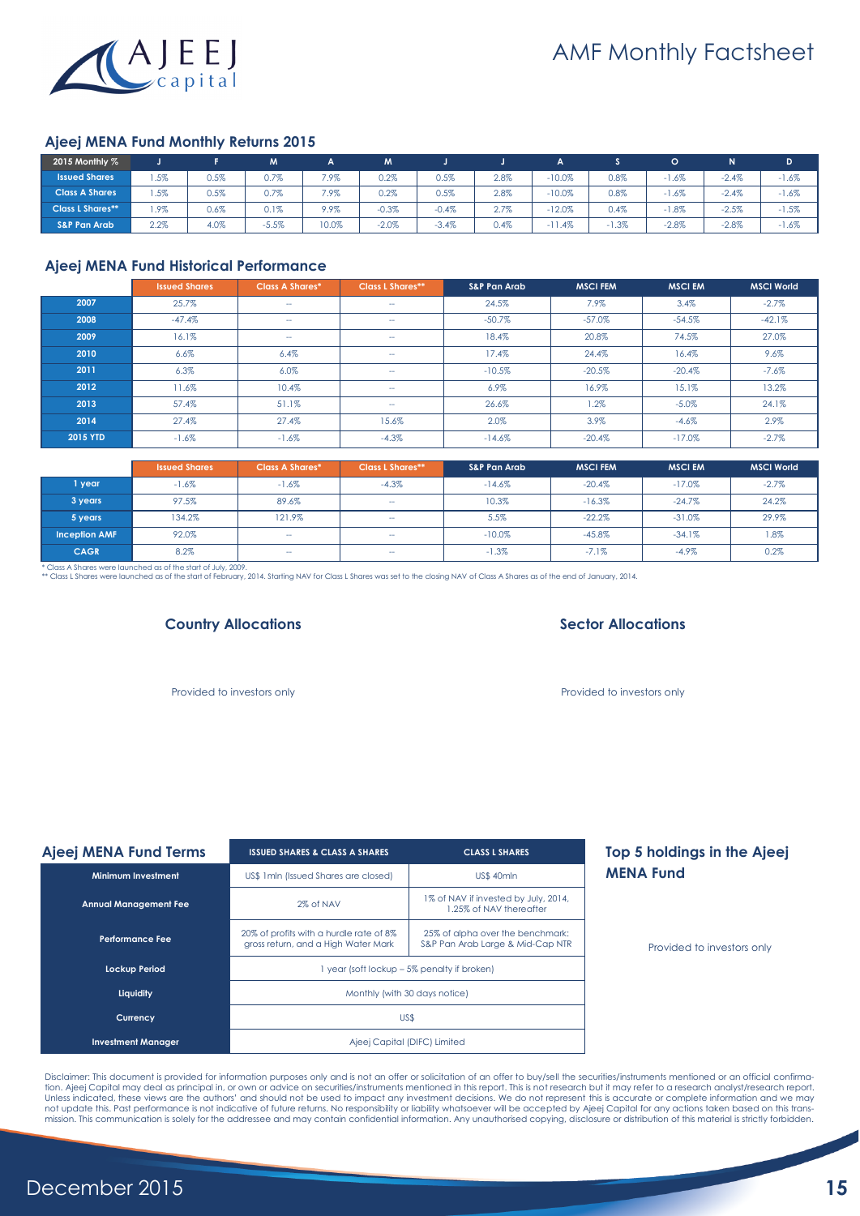## Ajeej MENA Fund Monthly Returns 2015

| 2015 Monthly % | J | F | M | A | M | J | J | A | S | O | N | D |
|---|---|---|---|---|---|---|---|---|---|---|---|---|
| Issued Shares | 1.5% | 0.5% | 0.7% | 7.9% | 0.2% | 0.5% | 2.8% | -10.0% | 0.8% | -1.6% | -2.4% | -1.6% |
| Class A Shares | 1.5% | 0.5% | 0.7% | 7.9% | 0.2% | 0.5% | 2.8% | -10.0% | 0.8% | -1.6% | -2.4% | -1.6% |
| Class L Shares** | 1.9% | 0.6% | 0.1% | 9.9% | -0.3% | -0.4% | 2.7% | -12.0% | 0.4% | -1.8% | -2.5% | -1.5% |
| S&P Pan Arab | 2.2% | 4.0% | -5.5% | 10.0% | -2.0% | -3.4% | 0.4% | -11.4% | -1.3% | -2.8% | -2.8% | -1.6% |

## Ajeej MENA Fund Historical Performance

| | Issued Shares | Class A Shares* | Class L Shares** | S&P Pan Arab | MSCI FEM | MSCI EM | MSCI World |
|---|---|---|---|---|---|---|---|
| 2007 | 25.7% | -- | -- | 24.5% | 7.9% | 3.4% | -2.7% |
| 2008 | -47.4% | -- | -- | -50.7% | -57.0% | -54.5% | -42.1% |
| 2009 | 16.1% | -- | -- | 18.4% | 20.8% | 74.5% | 27.0% |
| 2010 | 6.6% | 6.4% | -- | 17.4% | 24.4% | 16.4% | 9.6% |
| 2011 | 6.3% | 6.0% | -- | -10.5% | -20.5% | -20.4% | -7.6% |
| 2012 | 11.6% | 10.4% | -- | 6.9% | 16.9% | 15.1% | 13.2% |
| 2013 | 57.4% | 51.1% | -- | 26.6% | 1.2% | -5.0% | 24.1% |
| 2014 | 27.4% | 27.4% | 15.6% | 2.0% | 3.9% | -4.6% | 2.9% |
| 2015 YTD | -1.6% | -1.6% | -4.3% | -14.6% | -20.4% | -17.0% | -2.7% |

| | Issued Shares | Class A Shares* | Class L Shares** | S&P Pan Arab | MSCI FEM | MSCI EM | MSCI World |
|---|---|---|---|---|---|---|---|
| 1 year | -1.6% | -1.6% | -4.3% | -14.6% | -20.4% | -17.0% | -2.7% |
| 3 years | 97.5% | 89.6% | -- | 10.3% | -16.3% | -24.7% | 24.2% |
| 5 years | 134.2% | 121.9% | -- | 5.5% | -22.2% | -31.0% | 29.9% |
| Inception AMF | 92.0% | -- | -- | -10.0% | -45.8% | -34.1% | 1.8% |
| CAGR | 8.2% | -- | -- | -1.3% | -7.1% | -4.9% | 0.2% |

* Class A Shares were launched as of the start of July, 2009.
** Class L Shares were launched as of the start of February, 2014. Starting NAV for Class L Shares was set to the closing NAV of Class A Shares as of the end of January, 2014.

### Country Allocations

Provided to investors only

### Sector Allocations

Provided to investors only

## Ajeej MENA Fund Terms

| | ISSUED SHARES & CLASS A SHARES | CLASS L SHARES |
|---|---|---|
| Minimum Investment | US$ 1mln (Issued Shares are closed) | US$ 40mln |
| Annual Management Fee | 2% of NAV | 1% of NAV if invested by July, 2014, 1.25% of NAV thereafter |
| Performance Fee | 20% of profits with a hurdle rate of 8% gross return, and a High Water Mark | 25% of alpha over the benchmark: S&P Pan Arab Large & Mid-Cap NTR |
| Lockup Period | 1 year (soft lockup – 5% penalty if broken) | |
| Liquidity | Monthly (with 30 days notice) | |
| Currency | US$ | |
| Investment Manager | Ajeej Capital (DIFC) Limited | |

## Top 5 holdings in the Ajeej MENA Fund

Provided to investors only

Disclaimer: This document is provided for information purposes only and is not an offer or solicitation of an offer to buy/sell the securities/instruments mentioned or an official confirmation. Ajeej Capital may deal as principal in, or own or advice on securities/instruments mentioned in this report. This is not research but it may refer to a research analyst/research report. Unless indicated, these views are the authors' and should not be used to impact any investment decisions. We do not represent this is accurate or complete information and we may not update this. Past performance is not indicative of future returns. No responsibility or liability whatsoever will be accepted by Ajeej Capital for any actions taken based on this transmission. This communication is solely for the addressee and may contain confidential information. Any unauthorised copying, disclosure or distribution of this material is strictly forbidden.